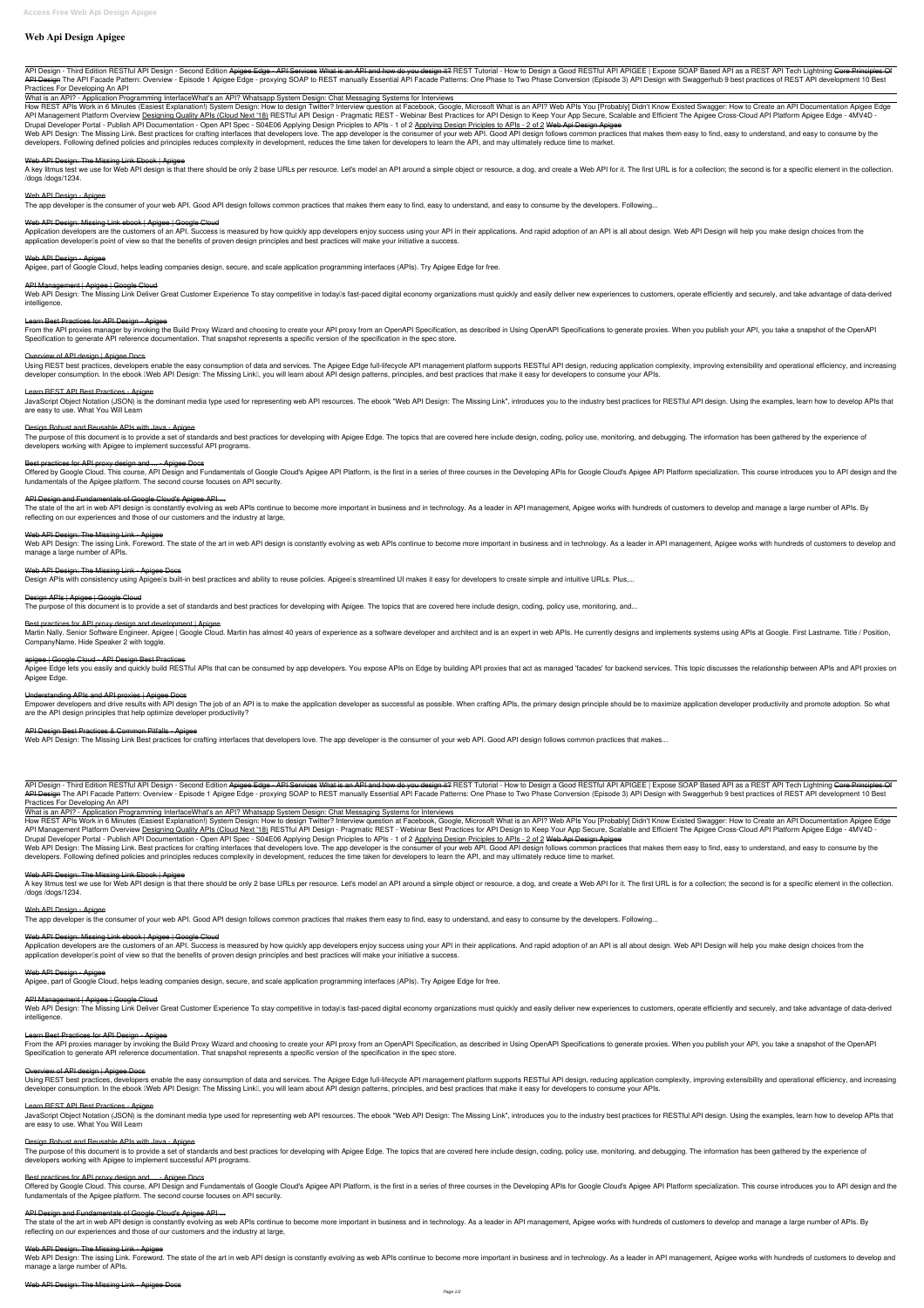# Web Api Design Apigee

API Design - Third Edition RESTful API Design - Second Edition Apigee Edge - API Services What is an API and how do you design it? REST Tutorial - How to Design a Good RESTful API APIGEE | Expose SOAP Based API as a REST API Tech Lightning Core Principles Of API Design The API Facade Pattern: Overview - Episode 1 Apigee Edge - proxying SOAP to REST manually Essential API Facade Patterns: One Phase to Two Phase Conversion (Episode 3) API Design with Swaggerhub 9 best practices of REST API development 10 Best Practices For Developing An API

What is an API? - Application Programming InterfaceWhat's an API? Whatsapp System Design: Chat Messaging Systems for Interviews

How REST APIs Work in 6 Minutes (Easiest Explanation!) System Design: How to design Twitter? Interview question at Facebook, Google, Microsoft What is an API? Web APIs You [Probably] Didn't Know Existed Swagger: How to Create an API Documentation Apigee Edge API Management Platform Overview Designing Quality APIs (Cloud Next '18) RESTful API Design - Pragmatic REST - Webinar Best Practices for API Design to Keep Your App Secure, Scalable and Efficient The Apigee Cross-Cloud API Platform Apigee Edge - 4MV4D - Drupal Developer Portal - Publish API Documentation - Open API Spec - S04E06 Applying Design Priciples to APIs - 1 of 2 Applying Design Priciples to APIs - 2 of 2 Web Api Design Apigee

Web API Design: The Missing Link. Best practices for crafting interfaces that developers love. The app developer is the consumer of your web API. Good API design follows common practices that makes them easy to find, easy to understand, and easy to consume by the developers. Following defined policies and principles reduces complexity in development, reduces the time taken for developers to learn the API, and may ultimately reduce time to market.

## Web API Design: The Missing Link Ebook | Apigee

A key litmus test we use for Web API design is that there should be only 2 base URLs per resource. Let's model an API around a simple object or resource, a dog, and create a Web API for it. The first URL is for a collection; the second is for a specific element in the collection. /dogs /dogs/1234.

## Web API Design - Apigee

The app developer is the consumer of your web API. Good API design follows common practices that makes them easy to find, easy to understand, and easy to consume by the developers. Following...

## Web API Design: Missing Link ebook | Apigee | Google Cloud

Application developers are the customers of an API. Success is measured by how quickly app developers enjoy success using your API in their applications. And rapid adoption of an API is all about design. Web API Design will help you make design choices from the application developer's point of view so that the benefits of proven design principles and best practices will make your initiative a success.

## Web API Design - Apigee

Apigee, part of Google Cloud, helps leading companies design, secure, and scale application programming interfaces (APIs). Try Apigee Edge for free.

## API Management | Apigee | Google Cloud

Web API Design: The Missing Link Deliver Great Customer Experience To stay competitive in today's fast-paced digital economy organizations must quickly and easily deliver new experiences to customers, operate efficiently and securely, and take advantage of data-derived intelligence.

## Learn Best Practices for API Design - Apigee

From the API proxies manager by invoking the Build Proxy Wizard and choosing to create your API proxy from an OpenAPI Specification, as described in Using OpenAPI Specifications to generate proxies. When you publish your API, you take a snapshot of the OpenAPI Specification to generate API reference documentation. That snapshot represents a specific version of the specification in the spec store.

## Overview of API design | Apigee Docs

Using REST best practices, developers enable the easy consumption of data and services. The Apigee Edge full-lifecycle API management platform supports RESTful API design, reducing application complexity, improving extensibility and operational efficiency, and increasing developer consumption. In the ebook "Web API Design: The Missing Link", you will learn about API design patterns, principles, and best practices that make it easy for developers to consume your APIs.

## Learn REST API Best Practices - Apigee

JavaScript Object Notation (JSON) is the dominant media type used for representing web API resources. The ebook "Web API Design: The Missing Link", introduces you to the industry best practices for RESTful API design. Using the examples, learn how to develop APIs that are easy to use. What You Will Learn

## Design Robust and Reusable APIs with Java - Apigee

The purpose of this document is to provide a set of standards and best practices for developing with Apigee Edge. The topics that are covered here include design, coding, policy use, monitoring, and debugging. The information has been gathered by the experience of developers working with Apigee to implement successful API programs.

## Best practices for API proxy design and ... - Apigee Docs

Offered by Google Cloud. This course, API Design and Fundamentals of Google Cloud's Apigee API Platform, is the first in a series of three courses in the Developing APIs for Google Cloud's Apigee API Platform specialization. This course introduces you to API design and the fundamentals of the Apigee platform. The second course focuses on API security.

## API Design and Fundamentals of Google Cloud's Apigee API ...

The state of the art in web API design is constantly evolving as web APIs continue to become more important in business and in technology. As a leader in API management, Apigee works with hundreds of customers to develop and manage a large number of APIs. By reflecting on our experiences and those of our customers and the industry at large,

## Web API Design: The Missing Link - Apigee

Web API Design: The issing Link. Foreword. The state of the art in web API design is constantly evolving as web APIs continue to become more important in business and in technology. As a leader in API management, Apigee works with hundreds of customers to develop and manage a large number of APIs.

## Web API Design: The Missing Link - Apigee Docs

Design APIs with consistency using Apigee's built-in best practices and ability to reuse policies. Apigee's streamlined UI makes it easy for developers to create simple and intuitive URLs. Plus,...

## Design APIs | Apigee | Google Cloud

The purpose of this document is to provide a set of standards and best practices for developing with Apigee. The topics that are covered here include design, coding, policy use, monitoring, and...

## Best practices for API proxy design and development | Apigee

Martin Nally. Senior Software Engineer. Apigee | Google Cloud. Martin has almost 40 years of experience as a software developer and architect and is an expert in web APIs. He currently designs and implements systems using APIs at Google. First Lastname. Title / Position, CompanyName. Hide Speaker 2 with toggle.

## apigee | Google Cloud - API Design Best Practices

Apigee Edge lets you easily and quickly build RESTful APIs that can be consumed by app developers. You expose APIs on Edge by building API proxies that act as managed 'facades' for backend services. This topic discusses the relationship between APIs and API proxies on Apigee Edge.

## Understanding APIs and API proxies | Apigee Docs

Empower developers and drive results with API design The job of an API is to make the application developer as successful as possible. When crafting APIs, the primary design principle should be to maximize application developer productivity and promote adoption. So what are the API design principles that help optimize developer productivity?

## API Design Best Practices & Common Pitfalls - Apigee

Web API Design: The Missing Link Best practices for crafting interfaces that developers love. The app developer is the consumer of your web API. Good API design follows common practices that makes...

API Design - Third Edition RESTful API Design - Second Edition Apigee Edge - API Services What is an API and how do you design it? REST Tutorial - How to Design a Good RESTful API APIGEE | Expose SOAP Based API as a REST API Tech Lightning Core Principles Of API Design The API Facade Pattern: Overview - Episode 1 Apigee Edge - proxying SOAP to REST manually Essential API Facade Patterns: One Phase to Two Phase Conversion (Episode 3) API Design with Swaggerhub 9 best practices of REST API development 10 Best Practices For Developing An API

What is an API? - Application Programming InterfaceWhat's an API? Whatsapp System Design: Chat Messaging Systems for Interviews

How REST APIs Work in 6 Minutes (Easiest Explanation!) System Design: How to design Twitter? Interview question at Facebook, Google, Microsoft What is an API? Web APIs You [Probably] Didn't Know Existed Swagger: How to Create an API Documentation Apigee Edge API Management Platform Overview Designing Quality APIs (Cloud Next '18) RESTful API Design - Pragmatic REST - Webinar Best Practices for API Design to Keep Your App Secure, Scalable and Efficient The Apigee Cross-Cloud API Platform Apigee Edge - 4MV4D - Drupal Developer Portal - Publish API Documentation - Open API Spec - S04E06 Applying Design Priciples to APIs - 1 of 2 Applying Design Priciples to APIs - 2 of 2 Web Api Design Apigee

Web API Design: The Missing Link. Best practices for crafting interfaces that developers love. The app developer is the consumer of your web API. Good API design follows common practices that makes them easy to find, easy to understand, and easy to consume by the developers. Following defined policies and principles reduces complexity in development, reduces the time taken for developers to learn the API, and may ultimately reduce time to market.

## Web API Design: The Missing Link Ebook | Apigee

A key litmus test we use for Web API design is that there should be only 2 base URLs per resource. Let's model an API around a simple object or resource, a dog, and create a Web API for it. The first URL is for a collection; the second is for a specific element in the collection. /dogs /dogs/1234.

## Web API Design - Apigee

The app developer is the consumer of your web API. Good API design follows common practices that makes them easy to find, easy to understand, and easy to consume by the developers. Following...

## Web API Design: Missing Link ebook | Apigee | Google Cloud

Application developers are the customers of an API. Success is measured by how quickly app developers enjoy success using your API in their applications. And rapid adoption of an API is all about design. Web API Design will help you make design choices from the application developer's point of view so that the benefits of proven design principles and best practices will make your initiative a success.

## Web API Design - Apigee

Apigee, part of Google Cloud, helps leading companies design, secure, and scale application programming interfaces (APIs). Try Apigee Edge for free.

## API Management | Apigee | Google Cloud

Web API Design: The Missing Link Deliver Great Customer Experience To stay competitive in today's fast-paced digital economy organizations must quickly and easily deliver new experiences to customers, operate efficiently and securely, and take advantage of data-derived intelligence.

## Learn Best Practices for API Design - Apigee

From the API proxies manager by invoking the Build Proxy Wizard and choosing to create your API proxy from an OpenAPI Specification, as described in Using OpenAPI Specifications to generate proxies. When you publish your API, you take a snapshot of the OpenAPI Specification to generate API reference documentation. That snapshot represents a specific version of the specification in the spec store.

## Overview of API design | Apigee Docs

Using REST best practices, developers enable the easy consumption of data and services. The Apigee Edge full-lifecycle API management platform supports RESTful API design, reducing application complexity, improving extensibility and operational efficiency, and increasing developer consumption. In the ebook "Web API Design: The Missing Link", you will learn about API design patterns, principles, and best practices that make it easy for developers to consume your APIs.

## Learn REST API Best Practices - Apigee

JavaScript Object Notation (JSON) is the dominant media type used for representing web API resources. The ebook "Web API Design: The Missing Link", introduces you to the industry best practices for RESTful API design. Using the examples, learn how to develop APIs that are easy to use. What You Will Learn

## Design Robust and Reusable APIs with Java - Apigee

The purpose of this document is to provide a set of standards and best practices for developing with Apigee Edge. The topics that are covered here include design, coding, policy use, monitoring, and debugging. The information has been gathered by the experience of developers working with Apigee to implement successful API programs.

## Best practices for API proxy design and ... - Apigee Docs

Offered by Google Cloud. This course, API Design and Fundamentals of Google Cloud's Apigee API Platform, is the first in a series of three courses in the Developing APIs for Google Cloud's Apigee API Platform specialization. This course introduces you to API design and the fundamentals of the Apigee platform. The second course focuses on API security.

## API Design and Fundamentals of Google Cloud's Apigee API ...

The state of the art in web API design is constantly evolving as web APIs continue to become more important in business and in technology. As a leader in API management, Apigee works with hundreds of customers to develop and manage a large number of APIs. By reflecting on our experiences and those of our customers and the industry at large,

## Web API Design: The Missing Link - Apigee

Web API Design: The issing Link. Foreword. The state of the art in web API design is constantly evolving as web APIs continue to become more important in business and in technology. As a leader in API management, Apigee works with hundreds of customers to develop and manage a large number of APIs.

## Web API Design: The Missing Link - Apigee Docs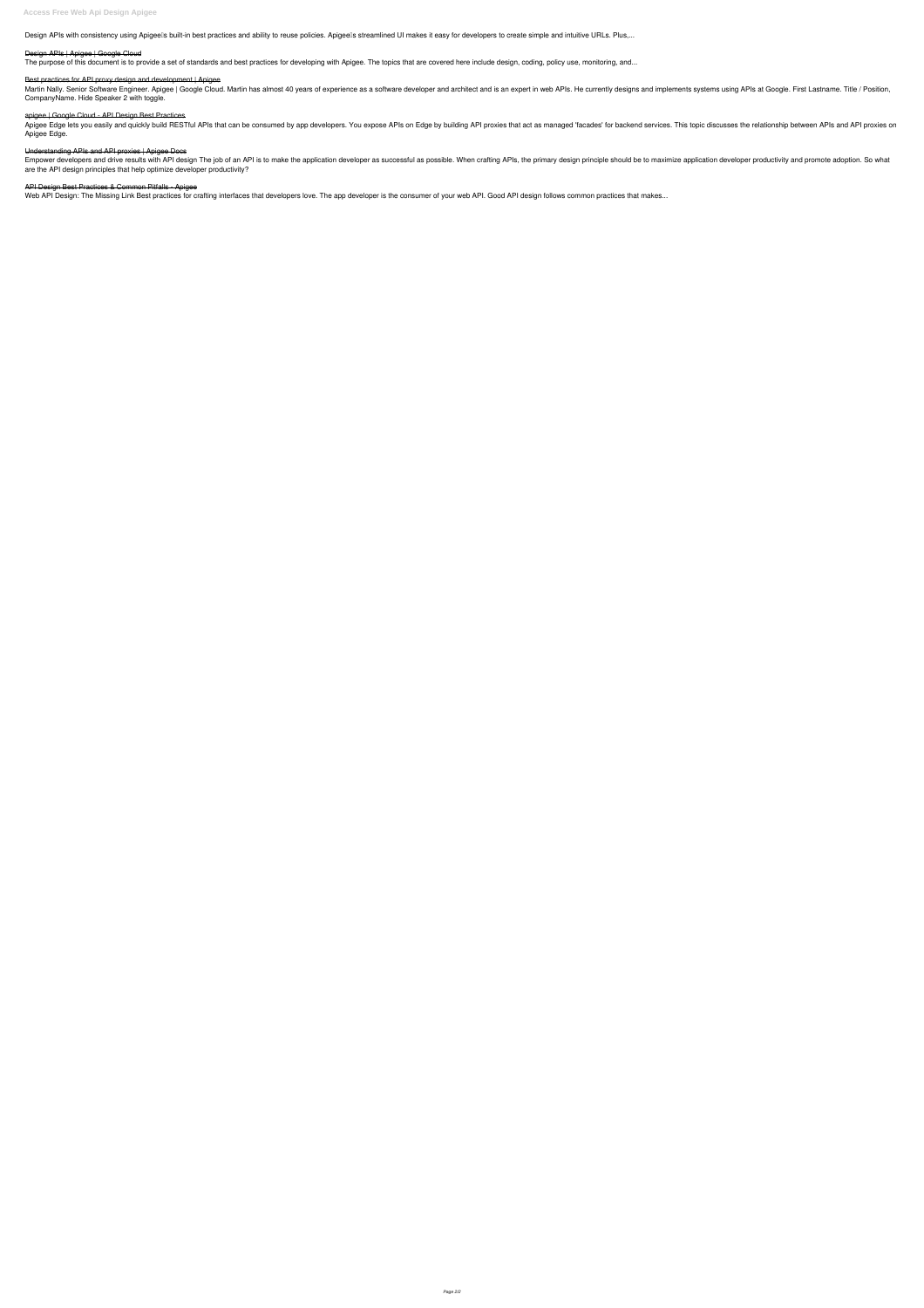Design APIs with consistency using Apigee's built-in best practices and ability to reuse policies. Apigee's streamlined UI makes it easy for developers to create simple and intuitive URLs. Plus,...

## Design APIs | Apigee | Google Cloud

The purpose of this document is to provide a set of standards and best practices for developing with Apigee. The topics that are covered here include design, coding, policy use, monitoring, and...

## Best practices for API proxy design and development | Apigee

Martin Nally. Senior Software Engineer. Apigee | Google Cloud. Martin has almost 40 years of experience as a software developer and architect and is an expert in web APIs. He currently designs and implements systems using APIs at Google. First Lastname. Title / Position, CompanyName. Hide Speaker 2 with toggle.

## apigee | Google Cloud - API Design Best Practices

Apigee Edge lets you easily and quickly build RESTful APIs that can be consumed by app developers. You expose APIs on Edge by building API proxies that act as managed 'facades' for backend services. This topic discusses the relationship between APIs and API proxies on Apigee Edge.

## Understanding APIs and API proxies | Apigee Docs

Empower developers and drive results with API design The job of an API is to make the application developer as successful as possible. When crafting APIs, the primary design principle should be to maximize application developer productivity and promote adoption. So what are the API design principles that help optimize developer productivity?

## API Design Best Practices & Common Pitfalls - Apigee

Web API Design: The Missing Link Best practices for crafting interfaces that developers love. The app developer is the consumer of your web API. Good API design follows common practices that makes...